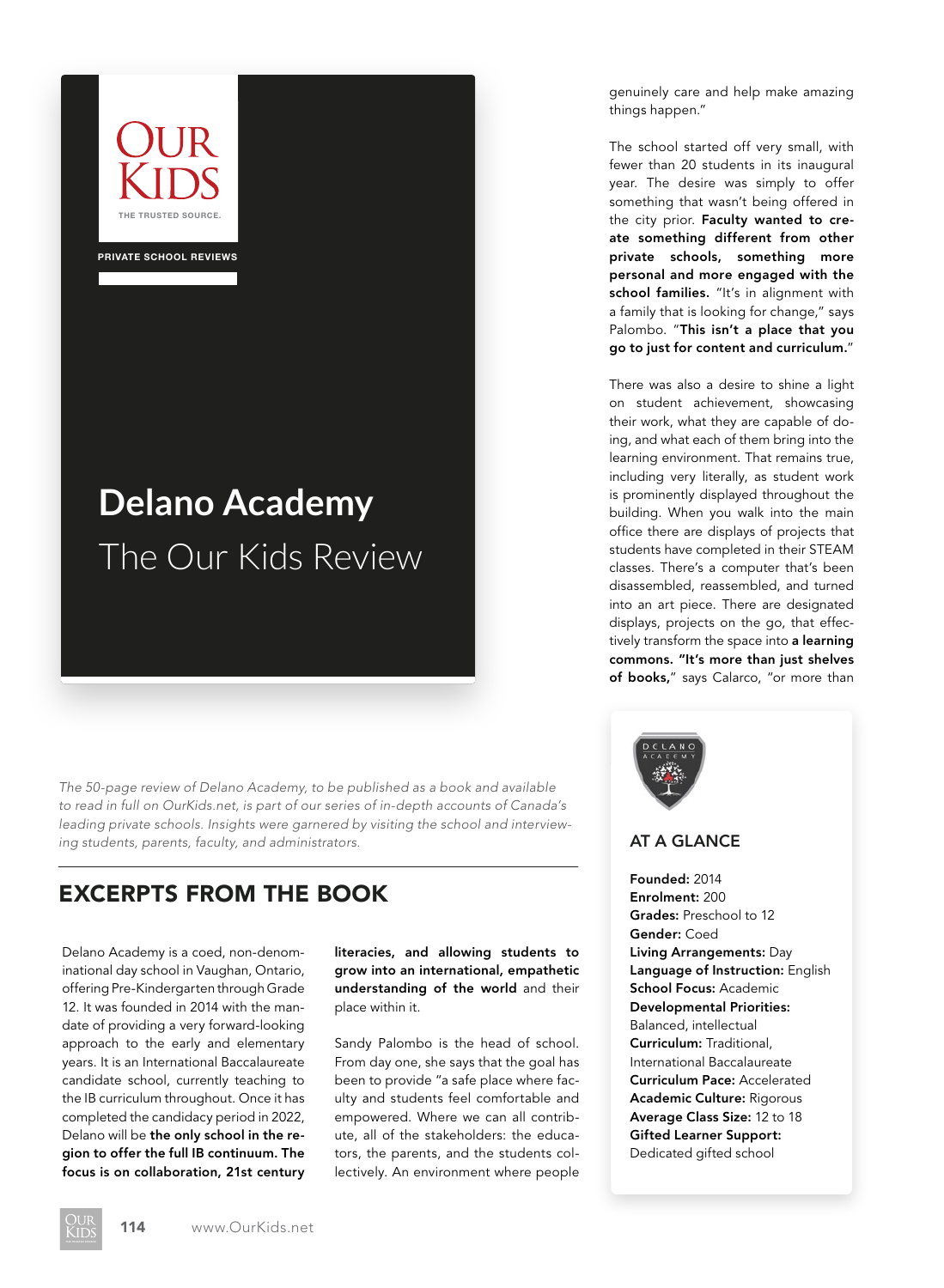# Delano Academy

## The Our Kids Review

*The 50-page review of Delano Academy, to be published as a book and available to read in full on OurKids.net, is part of our series of in-depth accounts of Canada's leading private schools. Insights were garnered by visiting the school and interviewing students, parents, faculty, and administrators.*

## EXCERPTS FROM THE BOOK

Delano Academy is a coed, non-denominational day school in Vaughan, Ontario, offering Pre-Kindergarten through Grade 12. It was founded in 2014 with the mandate of providing a very forward-looking approach to the early and elementary years. It is an International Baccalaureate candidate school, currently teaching to the IB curriculum throughout. Once it has completed the candidacy period in 2022, Delano will be **the only school in the region to offer the full IB continuum. The focus is on collaboration, 21st century literacies, and allowing students to grow into an international, empathetic understanding of the world** and their place within it.

Sandy Palombo is the head of school. From day one, she says that the goal has been to provide "a safe place where faculty and students feel comfortable and empowered. Where we can all contribute, all of the stakeholders: the educators, the parents, and the students collectively. An environment where people genuinely care and help make amazing things happen."

The school started off very small, with fewer than 20 students in its inaugural year. The desire was simply to offer something that wasn't being offered in the city prior. **Faculty wanted to create something different from other private schools, something more personal and more engaged with the school families.** "It's in alignment with a family that is looking for change," says Palombo. "**This isn't a place that you go to just for content and curriculum.**"

There was also a desire to shine a light on student achievement, showcasing their work, what they are capable of doing, and what each of them bring into the learning environment. That remains true, including very literally, as student work is prominently displayed throughout the building. When you walk into the main office there are displays of projects that students have completed in their STEAM classes. There's a computer that's been disassembled, reassembled, and turned into an art piece. There are designated displays, projects on the go, that effectively transform the space into **a learning commons. "It's more than just shelves of books,"** says Calarco, "or more than

### AT A GLANCE

**Founded:** 2014
**Enrolment:** 200
**Grades:** Preschool to 12
**Gender:** Coed
**Living Arrangements:** Day
**Language of Instruction:** English
**School Focus:** Academic
**Developmental Priorities:** Balanced, intellectual
**Curriculum:** Traditional, International Baccalaureate
**Curriculum Pace:** Accelerated
**Academic Culture:** Rigorous
**Average Class Size:** 12 to 18
**Gifted Learner Support:** Dedicated gifted school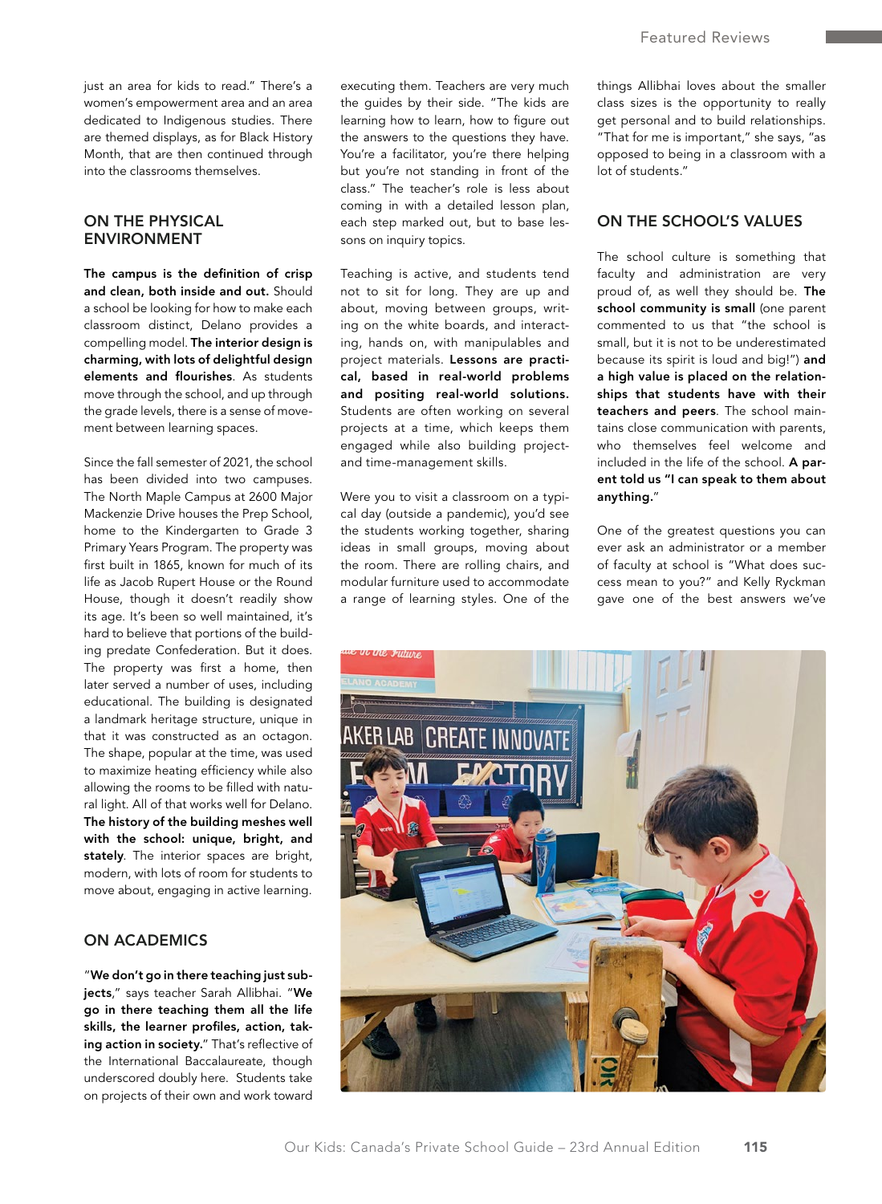just an area for kids to read." There's a women's empowerment area and an area dedicated to Indigenous studies. There are themed displays, as for Black History Month, that are then continued through into the classrooms themselves.

## ON THE PHYSICAL ENVIRONMENT

**The campus is the definition of crisp and clean, both inside and out.** Should a school be looking for how to make each classroom distinct, Delano provides a compelling model. **The interior design is charming, with lots of delightful design elements and flourishes**. As students move through the school, and up through the grade levels, there is a sense of movement between learning spaces.

Since the fall semester of 2021, the school has been divided into two campuses. The North Maple Campus at 2600 Major Mackenzie Drive houses the Prep School, home to the Kindergarten to Grade 3 Primary Years Program. The property was first built in 1865, known for much of its life as Jacob Rupert House or the Round House, though it doesn't readily show its age. It's been so well maintained, it's hard to believe that portions of the building predate Confederation. But it does. The property was first a home, then later served a number of uses, including educational. The building is designated a landmark heritage structure, unique in that it was constructed as an octagon. The shape, popular at the time, was used to maximize heating efficiency while also allowing the rooms to be filled with natural light. All of that works well for Delano. **The history of the building meshes well with the school: unique, bright, and stately**. The interior spaces are bright, modern, with lots of room for students to move about, engaging in active learning.

## ON ACADEMICS

"**We don't go in there teaching just subjects**," says teacher Sarah Allibhai. "**We go in there teaching them all the life skills, the learner profiles, action, taking action in society.**" That's reflective of the International Baccalaureate, though underscored doubly here. Students take on projects of their own and work toward executing them. Teachers are very much the guides by their side. "The kids are learning how to learn, how to figure out the answers to the questions they have. You're a facilitator, you're there helping but you're not standing in front of the class." The teacher's role is less about coming in with a detailed lesson plan, each step marked out, but to base lessons on inquiry topics.

Teaching is active, and students tend not to sit for long. They are up and about, moving between groups, writing on the white boards, and interacting, hands on, with manipulables and project materials. **Lessons are practical, based in real-world problems and positing real-world solutions.** Students are often working on several projects at a time, which keeps them engaged while also building project- and time-management skills.

Were you to visit a classroom on a typical day (outside a pandemic), you'd see the students working together, sharing ideas in small groups, moving about the room. There are rolling chairs, and modular furniture used to accommodate a range of learning styles. One of the things Allibhai loves about the smaller class sizes is the opportunity to really get personal and to build relationships. "That for me is important," she says, "as opposed to being in a classroom with a lot of students."

## ON THE SCHOOL'S VALUES

The school culture is something that faculty and administration are very proud of, as well they should be. **The school community is small** (one parent commented to us that "the school is small, but it is not to be underestimated because its spirit is loud and big!") **and a high value is placed on the relationships that students have with their teachers and peers**. The school maintains close communication with parents, who themselves feel welcome and included in the life of the school. **A parent told us "I can speak to them about anything.**"

One of the greatest questions you can ever ask an administrator or a member of faculty at school is "What does success mean to you?" and Kelly Ryckman gave one of the best answers we've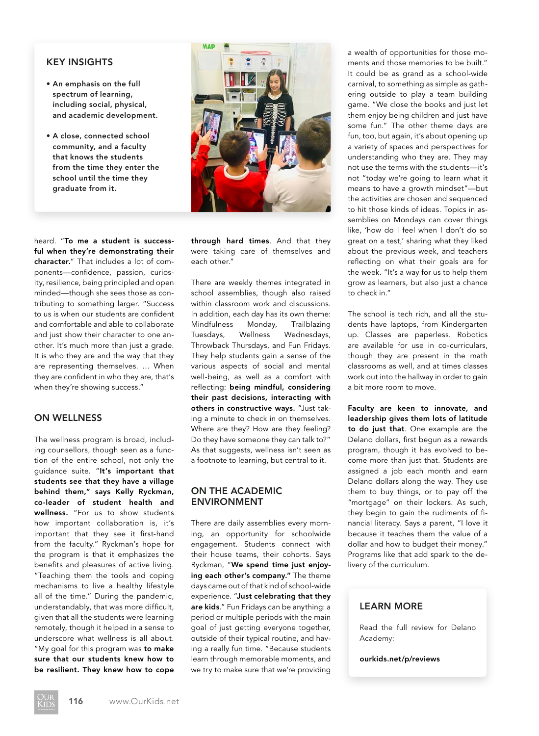## KEY INSIGHTS

- **An emphasis on the full spectrum of learning, including social, physical, and academic development.**
- **A close, connected school community, and a faculty that knows the students from the time they enter the school until the time they graduate from it.**

heard. "**To me a student is successful when they're demonstrating their character.**" That includes a lot of components—confidence, passion, curiosity, resilience, being principled and open minded—though she sees those as contributing to something larger. "Success to us is when our students are confident and comfortable and able to collaborate and just show their character to one another. It's much more than just a grade. It is who they are and the way that they are representing themselves. … When they are confident in who they are, that's when they're showing success."

## ON WELLNESS

The wellness program is broad, including counsellors, though seen as a function of the entire school, not only the guidance suite. "**It's important that students see that they have a village behind them," says Kelly Ryckman, co-leader of student health and wellness.** "For us to show students how important collaboration is, it's important that they see it first-hand from the faculty." Ryckman's hope for the program is that it emphasizes the benefits and pleasures of active living. "Teaching them the tools and coping mechanisms to live a healthy lifestyle all of the time." During the pandemic, understandably, that was more difficult, given that all the students were learning remotely, though it helped in a sense to underscore what wellness is all about. "My goal for this program was **to make sure that our students knew how to be resilient. They knew how to cope through hard times**. And that they were taking care of themselves and each other."

There are weekly themes integrated in school assemblies, though also raised within classroom work and discussions. In addition, each day has its own theme: Mindfulness Monday, Trailblazing Tuesdays, Wellness Wednesdays, Throwback Thursdays, and Fun Fridays. They help students gain a sense of the various aspects of social and mental well-being, as well as a comfort with reflecting: **being mindful, considering their past decisions, interacting with others in constructive ways.** "Just taking a minute to check in on themselves. Where are they? How are they feeling? Do they have someone they can talk to?" As that suggests, wellness isn't seen as a footnote to learning, but central to it.

## ON THE ACADEMIC ENVIRONMENT

There are daily assemblies every morning, an opportunity for schoolwide engagement. Students connect with their house teams, their cohorts. Says Ryckman, "**We spend time just enjoying each other's company.**" The theme days came out of that kind of school-wide experience. "**Just celebrating that they are kids**." Fun Fridays can be anything: a period or multiple periods with the main goal of just getting everyone together, outside of their typical routine, and having a really fun time. "Because students learn through memorable moments, and we try to make sure that we're providing a wealth of opportunities for those moments and those memories to be built." It could be as grand as a school-wide carnival, to something as simple as gathering outside to play a team building game. "We close the books and just let them enjoy being children and just have some fun." The other theme days are fun, too, but again, it's about opening up a variety of spaces and perspectives for understanding who they are. They may not use the terms with the students—it's not "today we're going to learn what it means to have a growth mindset"—but the activities are chosen and sequenced to hit those kinds of ideas. Topics in assemblies on Mondays can cover things like, 'how do I feel when I don't do so great on a test,' sharing what they liked about the previous week, and teachers reflecting on what their goals are for the week. "It's a way for us to help them grow as learners, but also just a chance to check in."

The school is tech rich, and all the students have laptops, from Kindergarten up. Classes are paperless. Robotics are available for use in co-curriculars, though they are present in the math classrooms as well, and at times classes work out into the hallway in order to gain a bit more room to move.

**Faculty are keen to innovate, and leadership gives them lots of latitude to do just that**. One example are the Delano dollars, first begun as a rewards program, though it has evolved to become more than just that. Students are assigned a job each month and earn Delano dollars along the way. They use them to buy things, or to pay off the "mortgage" on their lockers. As such, they begin to gain the rudiments of financial literacy. Says a parent, "I love it because it teaches them the value of a dollar and how to budget their money." Programs like that add spark to the delivery of the curriculum.

## LEARN MORE

Read the full review for Delano Academy:

**ourkids.net/p/reviews**